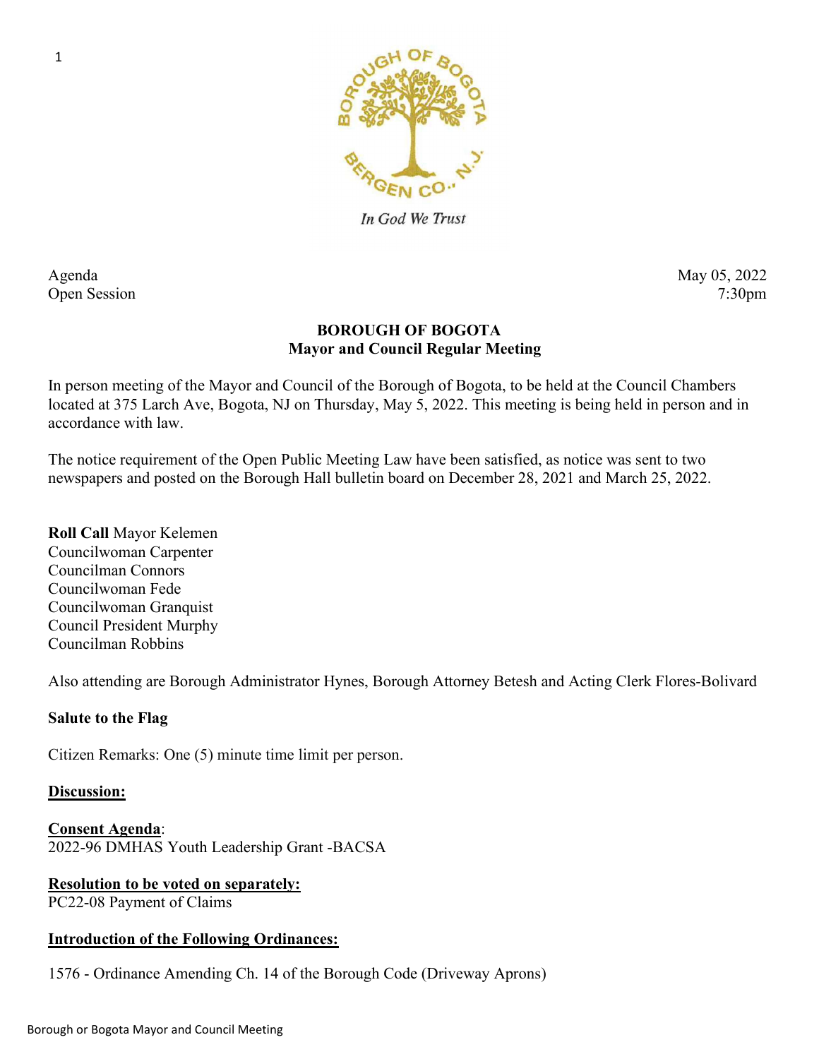In God We Trust

Agenda
Open Session

May 05, 2022
7:30pm

**BOROUGH OF BOGOTA**
**Mayor and Council Regular Meeting**

In person meeting of the Mayor and Council of the Borough of Bogota, to be held at the Council Chambers located at 375 Larch Ave, Bogota, NJ on Thursday, May 5, 2022. This meeting is being held in person and in accordance with law.

The notice requirement of the Open Public Meeting Law have been satisfied, as notice was sent to two newspapers and posted on the Borough Hall bulletin board on December 28, 2021 and March 25, 2022.

**Roll Call** Mayor Kelemen
Councilwoman Carpenter
Councilman Connors
Councilwoman Fede
Councilwoman Granquist
Council President Murphy
Councilman Robbins

Also attending are Borough Administrator Hynes, Borough Attorney Betesh and Acting Clerk Flores-Bolivard

**Salute to the Flag**

Citizen Remarks: One (5) minute time limit per person.

**Discussion:**

**Consent Agenda**:
2022-96 DMHAS Youth Leadership Grant -BACSA

**Resolution to be voted on separately:**
PC22-08 Payment of Claims

**Introduction of the Following Ordinances:**

1576 - Ordinance Amending Ch. 14 of the Borough Code (Driveway Aprons)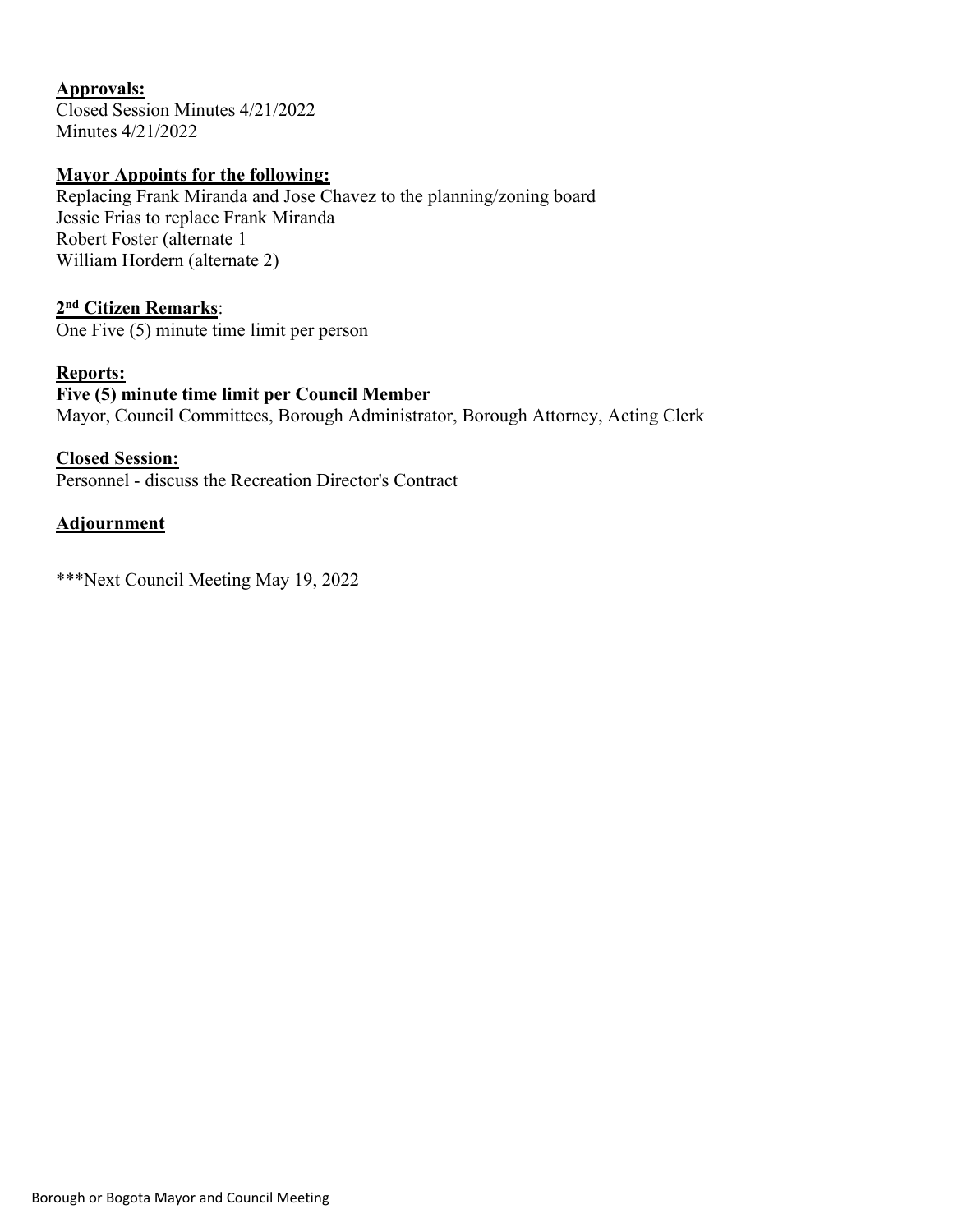**Approvals:**
Closed Session Minutes 4/21/2022
Minutes 4/21/2022

**Mayor Appoints for the following:**
Replacing Frank Miranda and Jose Chavez to the planning/zoning board
Jessie Frias to replace Frank Miranda
Robert Foster (alternate 1
William Hordern (alternate 2)

**2nd Citizen Remarks**:
One Five (5) minute time limit per person

**Reports:**
**Five (5) minute time limit per Council Member**
Mayor, Council Committees, Borough Administrator, Borough Attorney, Acting Clerk

**Closed Session:**
Personnel - discuss the Recreation Director's Contract

**Adjournment**

***Next Council Meeting May 19, 2022